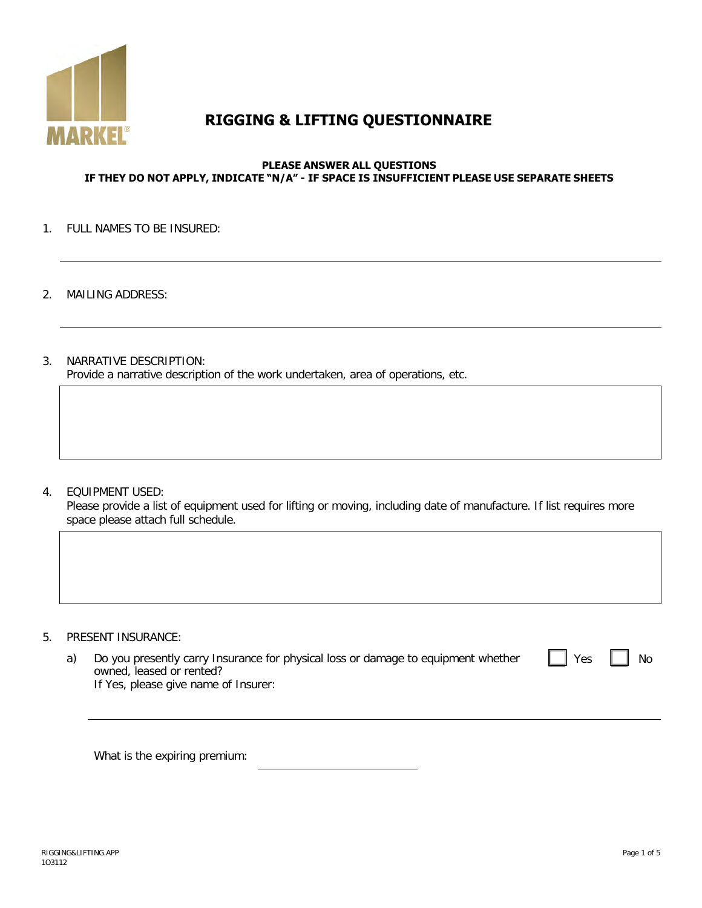MARKEL®

# RIGGING & LIFTING QUESTIONNAIRE

**PLEASE ANSWER ALL QUESTIONS**
**IF THEY DO NOT APPLY, INDICATE "N/A" - IF SPACE IS INSUFFICIENT PLEASE USE SEPARATE SHEETS**

1. FULL NAMES TO BE INSURED:

_______________________________________________

2. MAILING ADDRESS:

_______________________________________________

3. NARRATIVE DESCRIPTION:
   Provide a narrative description of the work undertaken, area of operations, etc.

4. EQUIPMENT USED:
   Please provide a list of equipment used for lifting or moving, including date of manufacture. If list requires more space please attach full schedule.

5. PRESENT INSURANCE:

   a) Do you presently carry Insurance for physical loss or damage to equipment whether owned, leased or rented? ☐ Yes ☐ No
      If Yes, please give name of Insurer:

      _______________________________________________

      What is the expiring premium: ____________________

RIGGING&LIFTING.APP
1O3112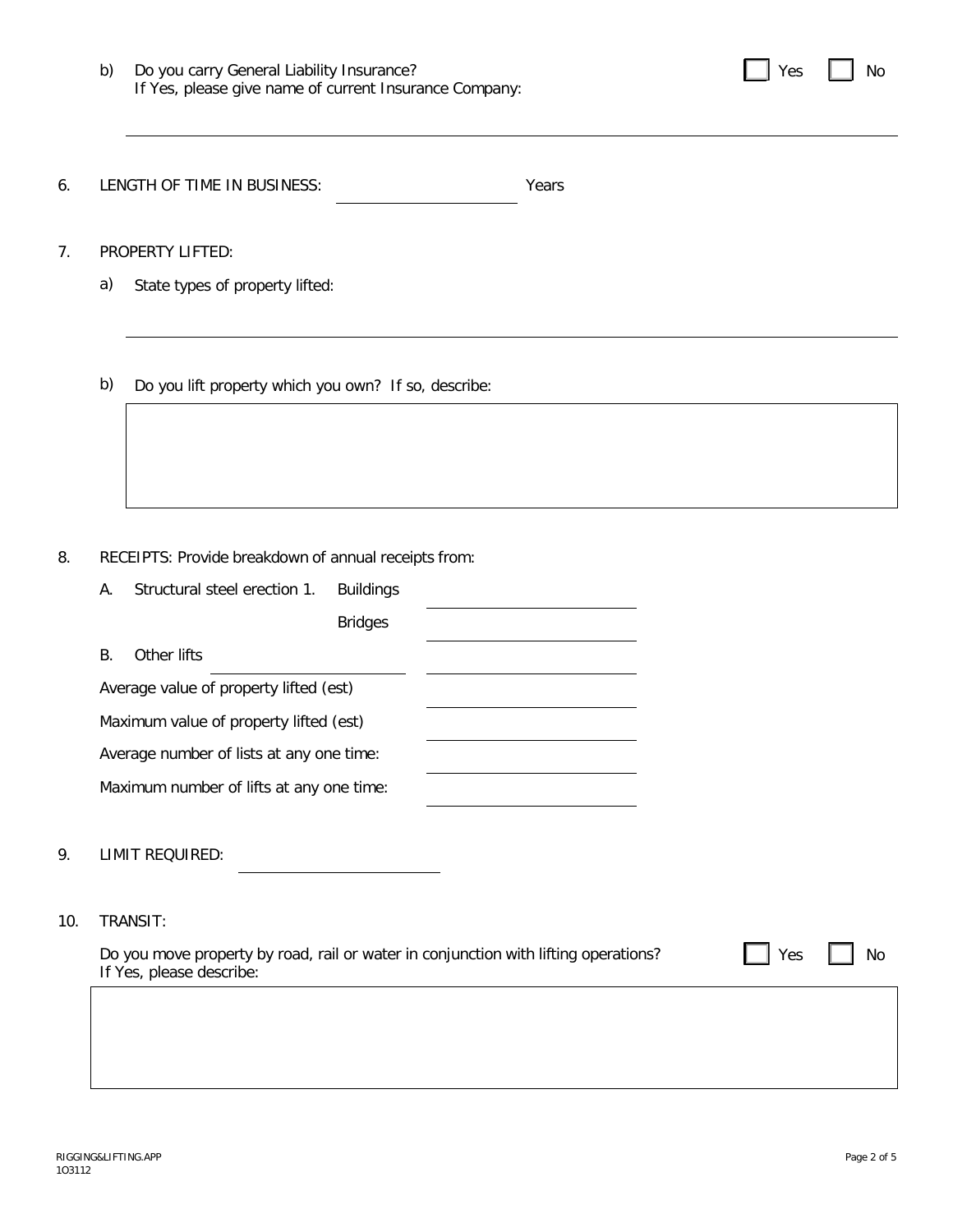b) Do you carry General Liability Insurance? ☐ Yes ☐ No
If Yes, please give name of current Insurance Company:

______________________________________________________________________

6. LENGTH OF TIME IN BUSINESS: ____________ Years

7. PROPERTY LIFTED:

   a) State types of property lifted:

   ______________________________________________________________________

   b) Do you lift property which you own? If so, describe:

   ______________________________________________________________________

8. RECEIPTS: Provide breakdown of annual receipts from:

   A. Structural steel erection 1. Buildings ____________

      Bridges ____________

   B. Other lifts ____________ ____________

   Average value of property lifted (est) ____________

   Maximum value of property lifted (est) ____________

   Average number of lists at any one time: ____________

   Maximum number of lifts at any one time: ____________

9. LIMIT REQUIRED: ____________

10. TRANSIT:

    Do you move property by road, rail or water in conjunction with lifting operations? ☐ Yes ☐ No
    If Yes, please describe:

    ______________________________________________________________________

RIGGING&LIFTING.APP
1O3112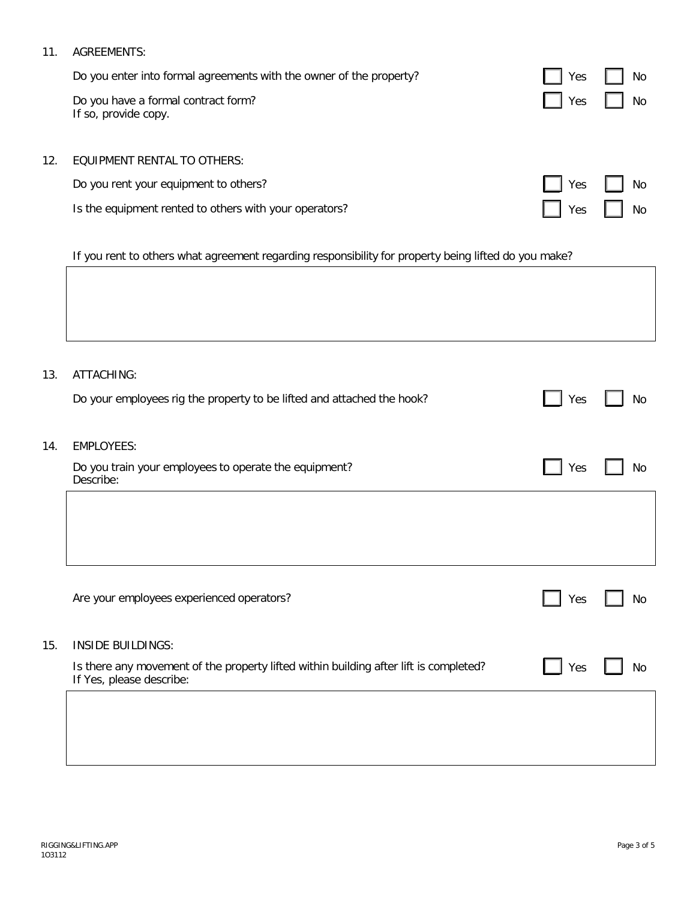11. AGREEMENTS:

Do you enter into formal agreements with the owner of the property? ☐ Yes ☐ No

Do you have a formal contract form? ☐ Yes ☐ No
If so, provide copy.

12. EQUIPMENT RENTAL TO OTHERS:

Do you rent your equipment to others? ☐ Yes ☐ No

Is the equipment rented to others with your operators? ☐ Yes ☐ No

If you rent to others what agreement regarding responsibility for property being lifted do you make?

13. ATTACHING:

Do your employees rig the property to be lifted and attached the hook? ☐ Yes ☐ No

14. EMPLOYEES:

Do you train your employees to operate the equipment? ☐ Yes ☐ No
Describe:

Are your employees experienced operators? ☐ Yes ☐ No

15. INSIDE BUILDINGS:

Is there any movement of the property lifted within building after lift is completed? ☐ Yes ☐ No
If Yes, please describe:

RIGGING&LIFTING.APP
1O3112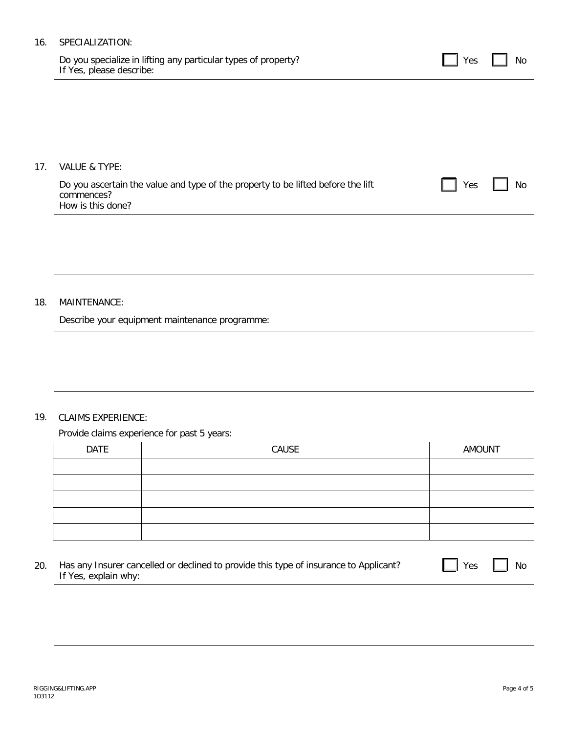16. SPECIALIZATION:

Do you specialize in lifting any particular types of property? ☐ Yes ☐ No
If Yes, please describe:

17. VALUE & TYPE:

Do you ascertain the value and type of the property to be lifted before the lift commences? ☐ Yes ☐ No
How is this done?

18. MAINTENANCE:

Describe your equipment maintenance programme:

19. CLAIMS EXPERIENCE:

Provide claims experience for past 5 years:

| DATE | CAUSE | AMOUNT |
|---|---|---|
| | | |
| | | |
| | | |
| | | |
| | | |

20. Has any Insurer cancelled or declined to provide this type of insurance to Applicant? ☐ Yes ☐ No
If Yes, explain why:

RIGGING&LIFTING.APP
1O3112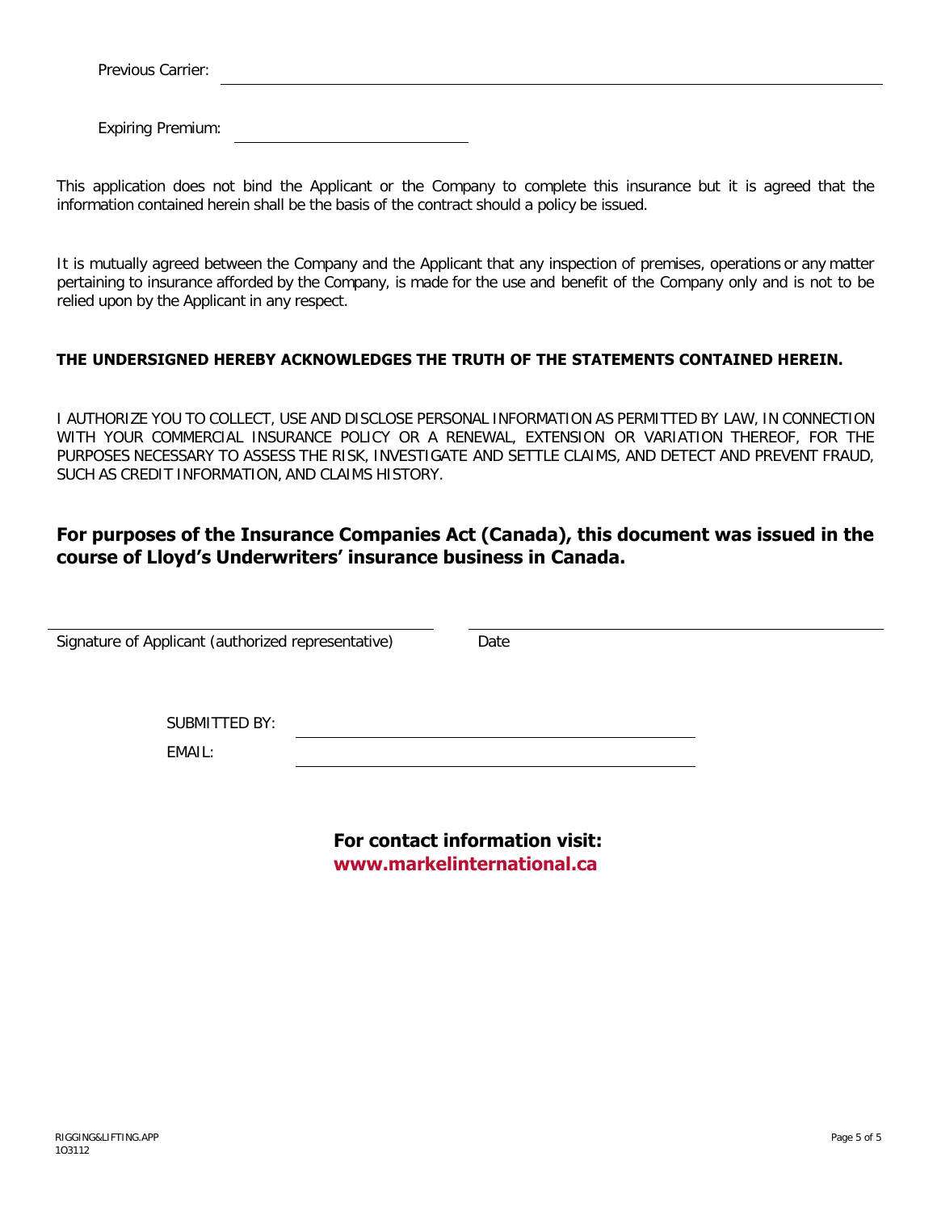Previous Carrier: ______________________________________________

Expiring Premium: ____________________

This application does not bind the Applicant or the Company to complete this insurance but it is agreed that the information contained herein shall be the basis of the contract should a policy be issued.

It is mutually agreed between the Company and the Applicant that any inspection of premises, operations or any matter pertaining to insurance afforded by the Company, is made for the use and benefit of the Company only and is not to be relied upon by the Applicant in any respect.

**THE UNDERSIGNED HEREBY ACKNOWLEDGES THE TRUTH OF THE STATEMENTS CONTAINED HEREIN.**

I AUTHORIZE YOU TO COLLECT, USE AND DISCLOSE PERSONAL INFORMATION AS PERMITTED BY LAW, IN CONNECTION WITH YOUR COMMERCIAL INSURANCE POLICY OR A RENEWAL, EXTENSION OR VARIATION THEREOF, FOR THE PURPOSES NECESSARY TO ASSESS THE RISK, INVESTIGATE AND SETTLE CLAIMS, AND DETECT AND PREVENT FRAUD, SUCH AS CREDIT INFORMATION, AND CLAIMS HISTORY.

**For purposes of the Insurance Companies Act (Canada), this document was issued in the course of Lloyd's Underwriters' insurance business in Canada.**

______________________________________ ______________________________________

Signature of Applicant (authorized representative) Date

SUBMITTED BY: ______________________________________

EMAIL: ______________________________________

**For contact information visit:**
**www.markelinternational.ca**

RIGGING&LIFTING.APP
1O3112